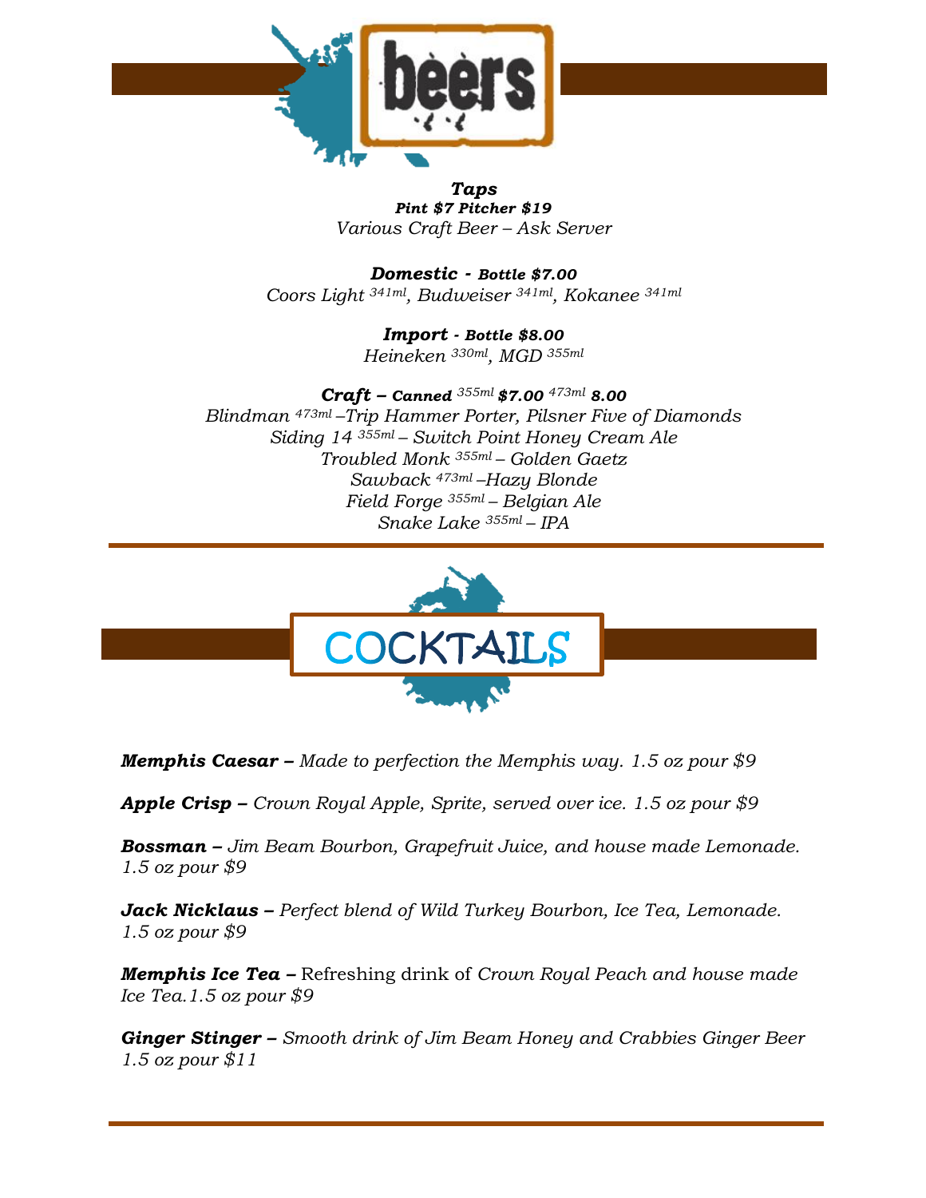# beers

***Taps***
***Pint $7 Pitcher $19***
*Various Craft Beer – Ask Server*

***Domestic - Bottle $7.00***
*Coors Light 341ml, Budweiser 341ml, Kokanee 341ml*

***Import - Bottle $8.00***
*Heineken 330ml, MGD 355ml*

***Craft – Canned 355ml $7.00 473ml 8.00***
*Blindman 473ml –Trip Hammer Porter, Pilsner Five of Diamonds*
*Siding 14 355ml – Switch Point Honey Cream Ale*
*Troubled Monk 355ml – Golden Gaetz*
*Sawback 473ml –Hazy Blonde*
*Field Forge 355ml – Belgian Ale*
*Snake Lake 355ml – IPA*

# COCKTAILS

***Memphis Caesar –*** *Made to perfection the Memphis way. 1.5 oz pour $9*

***Apple Crisp –*** *Crown Royal Apple, Sprite, served over ice. 1.5 oz pour $9*

***Bossman –*** *Jim Beam Bourbon, Grapefruit Juice, and house made Lemonade. 1.5 oz pour $9*

***Jack Nicklaus –*** *Perfect blend of Wild Turkey Bourbon, Ice Tea, Lemonade. 1.5 oz pour $9*

***Memphis Ice Tea –*** Refreshing drink of *Crown Royal Peach and house made Ice Tea.1.5 oz pour $9*

***Ginger Stinger –*** *Smooth drink of Jim Beam Honey and Crabbies Ginger Beer 1.5 oz pour $11*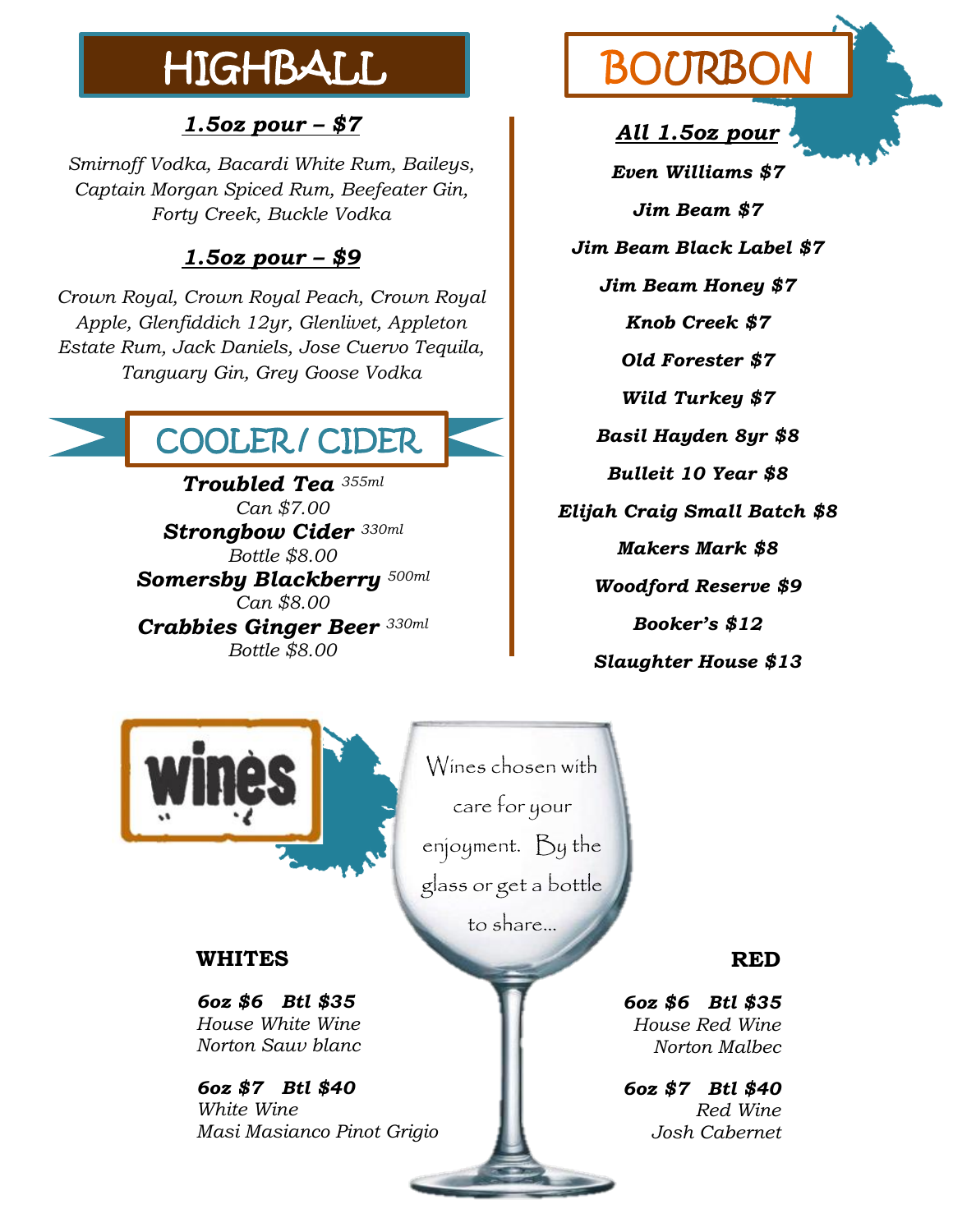# HIGHBALL

***1.5oz pour – $7***

*Smirnoff Vodka, Bacardi White Rum, Baileys, Captain Morgan Spiced Rum, Beefeater Gin, Forty Creek, Buckle Vodka*

***1.5oz pour – $9***

*Crown Royal, Crown Royal Peach, Crown Royal Apple, Glenfiddich 12yr, Glenlivet, Appleton Estate Rum, Jack Daniels, Jose Cuervo Tequila, Tanguary Gin, Grey Goose Vodka*

# COOLER / CIDER

***Troubled Tea*** *355ml*
*Can $7.00*

***Strongbow Cider*** *330ml*
*Bottle $8.00*

***Somersby Blackberry*** *500ml*
*Can $8.00*

***Crabbies Ginger Beer*** *330ml*
*Bottle $8.00*

# BOURBON

***All 1.5oz pour***

***Even Williams $7***

***Jim Beam $7***

***Jim Beam Black Label $7***

***Jim Beam Honey $7***

***Knob Creek $7***

***Old Forester $7***

***Wild Turkey $7***

***Basil Hayden 8yr $8***

***Bulleit 10 Year $8***

***Elijah Craig Small Batch $8***

***Makers Mark $8***

***Woodford Reserve $9***

***Booker's $12***

***Slaughter House $13***

# wines

Wines chosen with care for your enjoyment. By the glass or get a bottle to share...

## WHITES

***6oz $6 Btl $35***
*House White Wine*
*Norton Sauv blanc*

***6oz $7 Btl $40***
*White Wine*
*Masi Masianco Pinot Grigio*

## RED

***6oz $6 Btl $35***
*House Red Wine*
*Norton Malbec*

***6oz $7 Btl $40***
*Red Wine*
*Josh Cabernet*